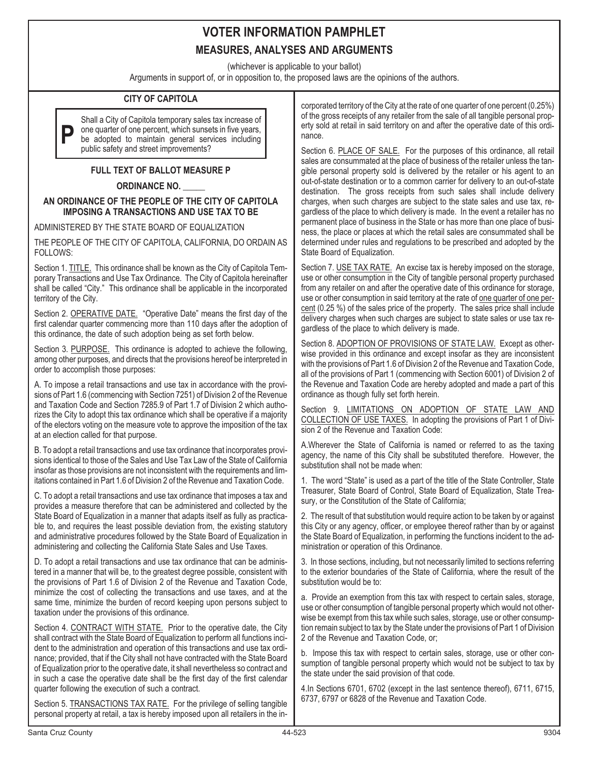# VOTER INFORMATION PAMPHLET

## MEASURES, ANALYSES AND ARGUMENTS

(whichever is applicable to your ballot)

Arguments in support of, or in opposition to, the proposed laws are the opinions of the authors.

### CITY OF CAPITOLA

**P** Shall a City of Capitola temporary sales tax increase of one quarter of one percent, which sunsets in five years, be adopted to maintain general services including public safety and street improvements?

### FULL TEXT OF BALLOT MEASURE P

### ORDINANCE NO. _____

### AN ORDINANCE OF THE PEOPLE OF THE CITY OF CAPITOLA IMPOSING A TRANSACTIONS AND USE TAX TO BE

ADMINISTERED BY THE STATE BOARD OF EQUALIZATION

THE PEOPLE OF THE CITY OF CAPITOLA, CALIFORNIA, DO ORDAIN AS FOLLOWS:

Section 1. TITLE. This ordinance shall be known as the City of Capitola Temporary Transactions and Use Tax Ordinance. The City of Capitola hereinafter shall be called "City." This ordinance shall be applicable in the incorporated territory of the City.

Section 2. OPERATIVE DATE. "Operative Date" means the first day of the first calendar quarter commencing more than 110 days after the adoption of this ordinance, the date of such adoption being as set forth below.

Section 3. PURPOSE. This ordinance is adopted to achieve the following, among other purposes, and directs that the provisions hereof be interpreted in order to accomplish those purposes:

A. To impose a retail transactions and use tax in accordance with the provisions of Part 1.6 (commencing with Section 7251) of Division 2 of the Revenue and Taxation Code and Section 7285.9 of Part 1.7 of Division 2 which authorizes the City to adopt this tax ordinance which shall be operative if a majority of the electors voting on the measure vote to approve the imposition of the tax at an election called for that purpose.

B. To adopt a retail transactions and use tax ordinance that incorporates provisions identical to those of the Sales and Use Tax Law of the State of California insofar as those provisions are not inconsistent with the requirements and limitations contained in Part 1.6 of Division 2 of the Revenue and Taxation Code.

C. To adopt a retail transactions and use tax ordinance that imposes a tax and provides a measure therefore that can be administered and collected by the State Board of Equalization in a manner that adapts itself as fully as practicable to, and requires the least possible deviation from, the existing statutory and administrative procedures followed by the State Board of Equalization in administering and collecting the California State Sales and Use Taxes.

D. To adopt a retail transactions and use tax ordinance that can be administered in a manner that will be, to the greatest degree possible, consistent with the provisions of Part 1.6 of Division 2 of the Revenue and Taxation Code, minimize the cost of collecting the transactions and use taxes, and at the same time, minimize the burden of record keeping upon persons subject to taxation under the provisions of this ordinance.

Section 4. CONTRACT WITH STATE. Prior to the operative date, the City shall contract with the State Board of Equalization to perform all functions incident to the administration and operation of this transactions and use tax ordinance; provided, that if the City shall not have contracted with the State Board of Equalization prior to the operative date, it shall nevertheless so contract and in such a case the operative date shall be the first day of the first calendar quarter following the execution of such a contract.

Section 5. TRANSACTIONS TAX RATE. For the privilege of selling tangible personal property at retail, a tax is hereby imposed upon all retailers in the incorporated territory of the City at the rate of one quarter of one percent (0.25%) of the gross receipts of any retailer from the sale of all tangible personal property sold at retail in said territory on and after the operative date of this ordinance.

Section 6. PLACE OF SALE. For the purposes of this ordinance, all retail sales are consummated at the place of business of the retailer unless the tangible personal property sold is delivered by the retailer or his agent to an out-of-state destination or to a common carrier for delivery to an out-of-state destination. The gross receipts from such sales shall include delivery charges, when such charges are subject to the state sales and use tax, regardless of the place to which delivery is made. In the event a retailer has no permanent place of business in the State or has more than one place of business, the place or places at which the retail sales are consummated shall be determined under rules and regulations to be prescribed and adopted by the State Board of Equalization.

Section 7. USE TAX RATE. An excise tax is hereby imposed on the storage, use or other consumption in the City of tangible personal property purchased from any retailer on and after the operative date of this ordinance for storage, use or other consumption in said territory at the rate of one quarter of one percent (0.25 %) of the sales price of the property. The sales price shall include delivery charges when such charges are subject to state sales or use tax regardless of the place to which delivery is made.

Section 8. ADOPTION OF PROVISIONS OF STATE LAW. Except as otherwise provided in this ordinance and except insofar as they are inconsistent with the provisions of Part 1.6 of Division 2 of the Revenue and Taxation Code, all of the provisions of Part 1 (commencing with Section 6001) of Division 2 of the Revenue and Taxation Code are hereby adopted and made a part of this ordinance as though fully set forth herein.

Section 9. LIMITATIONS ON ADOPTION OF STATE LAW AND COLLECTION OF USE TAXES. In adopting the provisions of Part 1 of Division 2 of the Revenue and Taxation Code:

A.Wherever the State of California is named or referred to as the taxing agency, the name of this City shall be substituted therefore. However, the substitution shall not be made when:

1. The word "State" is used as a part of the title of the State Controller, State Treasurer, State Board of Control, State Board of Equalization, State Treasury, or the Constitution of the State of California;

2. The result of that substitution would require action to be taken by or against this City or any agency, officer, or employee thereof rather than by or against the State Board of Equalization, in performing the functions incident to the administration or operation of this Ordinance.

3. In those sections, including, but not necessarily limited to sections referring to the exterior boundaries of the State of California, where the result of the substitution would be to:

a. Provide an exemption from this tax with respect to certain sales, storage, use or other consumption of tangible personal property which would not otherwise be exempt from this tax while such sales, storage, use or other consumption remain subject to tax by the State under the provisions of Part 1 of Division 2 of the Revenue and Taxation Code, or;

b. Impose this tax with respect to certain sales, storage, use or other consumption of tangible personal property which would not be subject to tax by the state under the said provision of that code.

4.In Sections 6701, 6702 (except in the last sentence thereof), 6711, 6715, 6737, 6797 or 6828 of the Revenue and Taxation Code.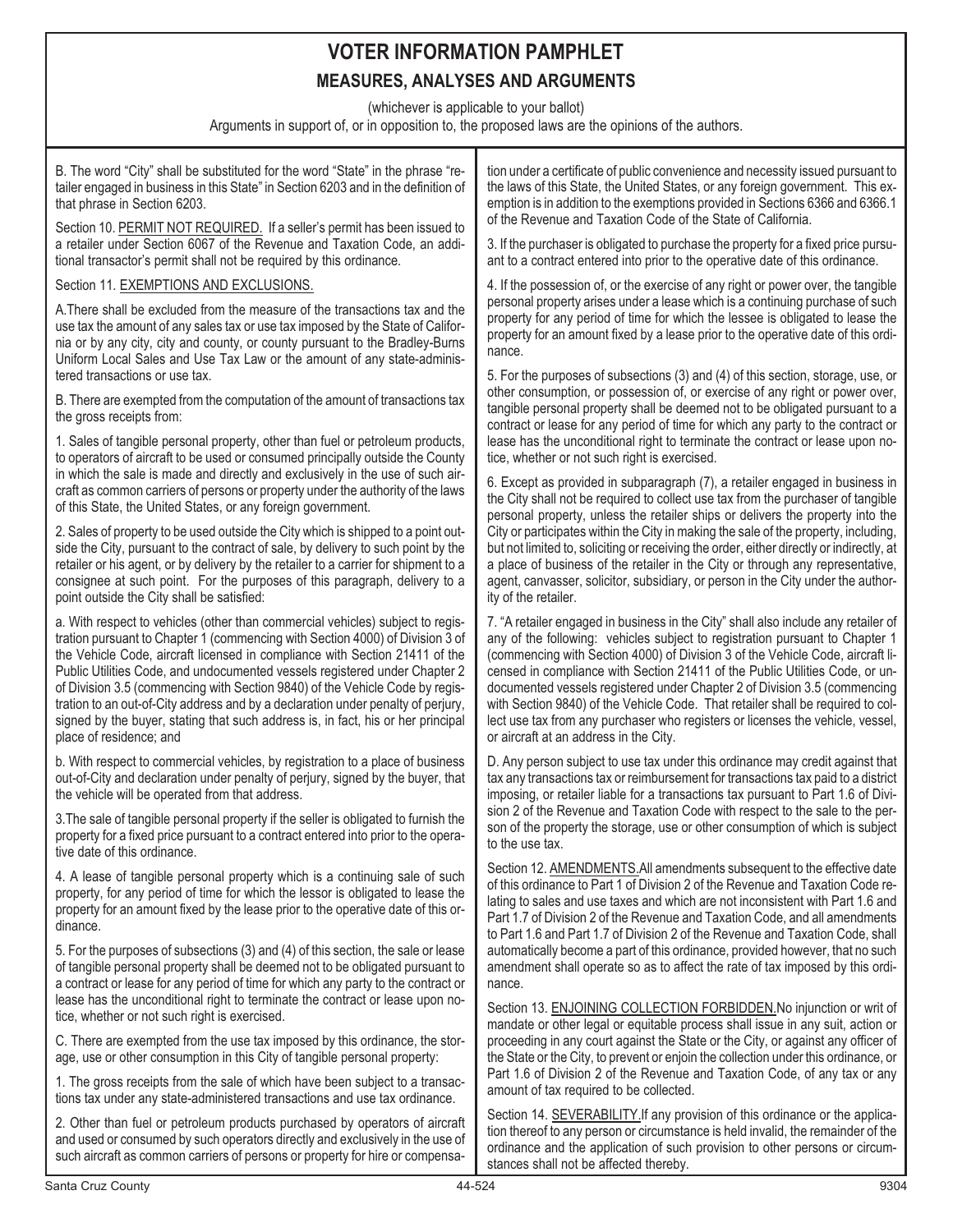# VOTER INFORMATION PAMPHLET

## MEASURES, ANALYSES AND ARGUMENTS

(whichever is applicable to your ballot)

Arguments in support of, or in opposition to, the proposed laws are the opinions of the authors.

B. The word "City" shall be substituted for the word "State" in the phrase "retailer engaged in business in this State" in Section 6203 and in the definition of that phrase in Section 6203.

Section 10. PERMIT NOT REQUIRED. If a seller's permit has been issued to a retailer under Section 6067 of the Revenue and Taxation Code, an additional transactor's permit shall not be required by this ordinance.

Section 11. EXEMPTIONS AND EXCLUSIONS.

A.There shall be excluded from the measure of the transactions tax and the use tax the amount of any sales tax or use tax imposed by the State of California or by any city, city and county, or county pursuant to the Bradley-Burns Uniform Local Sales and Use Tax Law or the amount of any state-administered transactions or use tax.

B. There are exempted from the computation of the amount of transactions tax the gross receipts from:

1. Sales of tangible personal property, other than fuel or petroleum products, to operators of aircraft to be used or consumed principally outside the County in which the sale is made and directly and exclusively in the use of such aircraft as common carriers of persons or property under the authority of the laws of this State, the United States, or any foreign government.

2. Sales of property to be used outside the City which is shipped to a point outside the City, pursuant to the contract of sale, by delivery to such point by the retailer or his agent, or by delivery by the retailer to a carrier for shipment to a consignee at such point. For the purposes of this paragraph, delivery to a point outside the City shall be satisfied:

a. With respect to vehicles (other than commercial vehicles) subject to registration pursuant to Chapter 1 (commencing with Section 4000) of Division 3 of the Vehicle Code, aircraft licensed in compliance with Section 21411 of the Public Utilities Code, and undocumented vessels registered under Chapter 2 of Division 3.5 (commencing with Section 9840) of the Vehicle Code by registration to an out-of-City address and by a declaration under penalty of perjury, signed by the buyer, stating that such address is, in fact, his or her principal place of residence; and

b. With respect to commercial vehicles, by registration to a place of business out-of-City and declaration under penalty of perjury, signed by the buyer, that the vehicle will be operated from that address.

3.The sale of tangible personal property if the seller is obligated to furnish the property for a fixed price pursuant to a contract entered into prior to the operative date of this ordinance.

4. A lease of tangible personal property which is a continuing sale of such property, for any period of time for which the lessor is obligated to lease the property for an amount fixed by the lease prior to the operative date of this ordinance.

5. For the purposes of subsections (3) and (4) of this section, the sale or lease of tangible personal property shall be deemed not to be obligated pursuant to a contract or lease for any period of time for which any party to the contract or lease has the unconditional right to terminate the contract or lease upon notice, whether or not such right is exercised.

C. There are exempted from the use tax imposed by this ordinance, the storage, use or other consumption in this City of tangible personal property:

1. The gross receipts from the sale of which have been subject to a transactions tax under any state-administered transactions and use tax ordinance.

2. Other than fuel or petroleum products purchased by operators of aircraft and used or consumed by such operators directly and exclusively in the use of such aircraft as common carriers of persons or property for hire or compensation under a certificate of public convenience and necessity issued pursuant to the laws of this State, the United States, or any foreign government. This exemption is in addition to the exemptions provided in Sections 6366 and 6366.1 of the Revenue and Taxation Code of the State of California.

3. If the purchaser is obligated to purchase the property for a fixed price pursuant to a contract entered into prior to the operative date of this ordinance.

4. If the possession of, or the exercise of any right or power over, the tangible personal property arises under a lease which is a continuing purchase of such property for any period of time for which the lessee is obligated to lease the property for an amount fixed by a lease prior to the operative date of this ordinance.

5. For the purposes of subsections (3) and (4) of this section, storage, use, or other consumption, or possession of, or exercise of any right or power over, tangible personal property shall be deemed not to be obligated pursuant to a contract or lease for any period of time for which any party to the contract or lease has the unconditional right to terminate the contract or lease upon notice, whether or not such right is exercised.

6. Except as provided in subparagraph (7), a retailer engaged in business in the City shall not be required to collect use tax from the purchaser of tangible personal property, unless the retailer ships or delivers the property into the City or participates within the City in making the sale of the property, including, but not limited to, soliciting or receiving the order, either directly or indirectly, at a place of business of the retailer in the City or through any representative, agent, canvasser, solicitor, subsidiary, or person in the City under the authority of the retailer.

7. "A retailer engaged in business in the City" shall also include any retailer of any of the following: vehicles subject to registration pursuant to Chapter 1 (commencing with Section 4000) of Division 3 of the Vehicle Code, aircraft licensed in compliance with Section 21411 of the Public Utilities Code, or undocumented vessels registered under Chapter 2 of Division 3.5 (commencing with Section 9840) of the Vehicle Code. That retailer shall be required to collect use tax from any purchaser who registers or licenses the vehicle, vessel, or aircraft at an address in the City.

D. Any person subject to use tax under this ordinance may credit against that tax any transactions tax or reimbursement for transactions tax paid to a district imposing, or retailer liable for a transactions tax pursuant to Part 1.6 of Division 2 of the Revenue and Taxation Code with respect to the sale to the person of the property the storage, use or other consumption of which is subject to the use tax.

Section 12. AMENDMENTS.All amendments subsequent to the effective date of this ordinance to Part 1 of Division 2 of the Revenue and Taxation Code relating to sales and use taxes and which are not inconsistent with Part 1.6 and Part 1.7 of Division 2 of the Revenue and Taxation Code, and all amendments to Part 1.6 and Part 1.7 of Division 2 of the Revenue and Taxation Code, shall automatically become a part of this ordinance, provided however, that no such amendment shall operate so as to affect the rate of tax imposed by this ordinance.

Section 13. ENJOINING COLLECTION FORBIDDEN.No injunction or writ of mandate or other legal or equitable process shall issue in any suit, action or proceeding in any court against the State or the City, or against any officer of the State or the City, to prevent or enjoin the collection under this ordinance, or Part 1.6 of Division 2 of the Revenue and Taxation Code, of any tax or any amount of tax required to be collected.

Section 14. SEVERABILITY.If any provision of this ordinance or the application thereof to any person or circumstance is held invalid, the remainder of the ordinance and the application of such provision to other persons or circumstances shall not be affected thereby.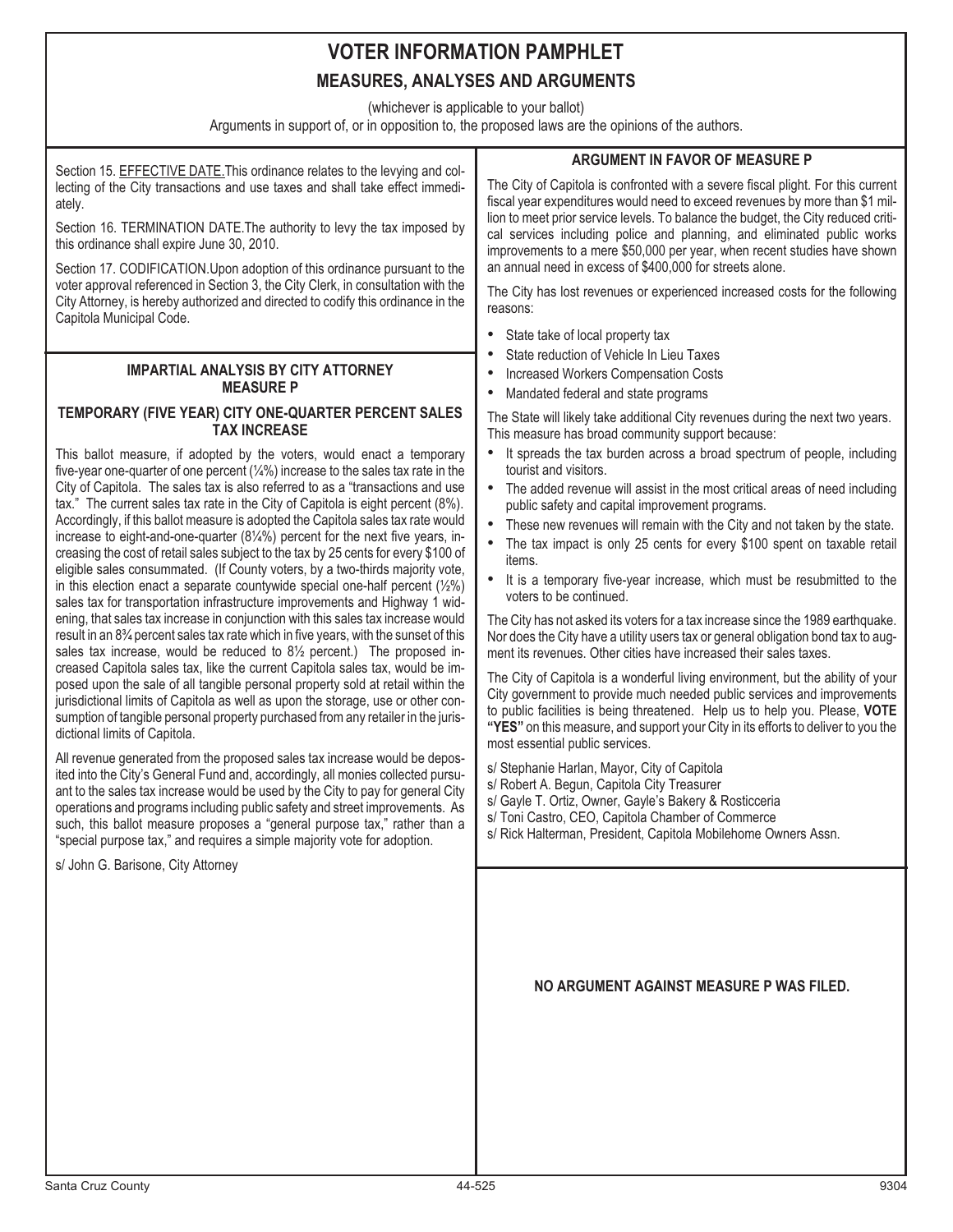# VOTER INFORMATION PAMPHLET

## MEASURES, ANALYSES AND ARGUMENTS

(whichever is applicable to your ballot)

Arguments in support of, or in opposition to, the proposed laws are the opinions of the authors.

Section 15. EFFECTIVE DATE. This ordinance relates to the levying and collecting of the City transactions and use taxes and shall take effect immediately.

Section 16. TERMINATION DATE. The authority to levy the tax imposed by this ordinance shall expire June 30, 2010.

Section 17. CODIFICATION. Upon adoption of this ordinance pursuant to the voter approval referenced in Section 3, the City Clerk, in consultation with the City Attorney, is hereby authorized and directed to codify this ordinance in the Capitola Municipal Code.

### IMPARTIAL ANALYSIS BY CITY ATTORNEY MEASURE P

### TEMPORARY (FIVE YEAR) CITY ONE-QUARTER PERCENT SALES TAX INCREASE

This ballot measure, if adopted by the voters, would enact a temporary five-year one-quarter of one percent (¼%) increase to the sales tax rate in the City of Capitola. The sales tax is also referred to as a "transactions and use tax." The current sales tax rate in the City of Capitola is eight percent (8%). Accordingly, if this ballot measure is adopted the Capitola sales tax rate would increase to eight-and-one-quarter (8¼%) percent for the next five years, increasing the cost of retail sales subject to the tax by 25 cents for every $100 of eligible sales consummated. (If County voters, by a two-thirds majority vote, in this election enact a separate countywide special one-half percent (½%) sales tax for transportation infrastructure improvements and Highway 1 widening, that sales tax increase in conjunction with this sales tax increase would result in an 8¾ percent sales tax rate which in five years, with the sunset of this sales tax increase, would be reduced to 8½ percent.) The proposed increased Capitola sales tax, like the current Capitola sales tax, would be imposed upon the sale of all tangible personal property sold at retail within the jurisdictional limits of Capitola as well as upon the storage, use or other consumption of tangible personal property purchased from any retailer in the jurisdictional limits of Capitola.

All revenue generated from the proposed sales tax increase would be deposited into the City's General Fund and, accordingly, all monies collected pursuant to the sales tax increase would be used by the City to pay for general City operations and programs including public safety and street improvements. As such, this ballot measure proposes a "general purpose tax," rather than a "special purpose tax," and requires a simple majority vote for adoption.

s/ John G. Barisone, City Attorney

### ARGUMENT IN FAVOR OF MEASURE P

The City of Capitola is confronted with a severe fiscal plight. For this current fiscal year expenditures would need to exceed revenues by more than $1 million to meet prior service levels. To balance the budget, the City reduced critical services including police and planning, and eliminated public works improvements to a mere $50,000 per year, when recent studies have shown an annual need in excess of $400,000 for streets alone.

The City has lost revenues or experienced increased costs for the following reasons:

- State take of local property tax
- State reduction of Vehicle In Lieu Taxes
- Increased Workers Compensation Costs
- Mandated federal and state programs

The State will likely take additional City revenues during the next two years. This measure has broad community support because:

- It spreads the tax burden across a broad spectrum of people, including tourist and visitors.
- The added revenue will assist in the most critical areas of need including public safety and capital improvement programs.
- These new revenues will remain with the City and not taken by the state.
- The tax impact is only 25 cents for every $100 spent on taxable retail items.
- It is a temporary five-year increase, which must be resubmitted to the voters to be continued.

The City has not asked its voters for a tax increase since the 1989 earthquake. Nor does the City have a utility users tax or general obligation bond tax to augment its revenues. Other cities have increased their sales taxes.

The City of Capitola is a wonderful living environment, but the ability of your City government to provide much needed public services and improvements to public facilities is being threatened. Help us to help you. Please, **VOTE "YES"** on this measure, and support your City in its efforts to deliver to you the most essential public services.

s/ Stephanie Harlan, Mayor, City of Capitola
s/ Robert A. Begun, Capitola City Treasurer
s/ Gayle T. Ortiz, Owner, Gayle's Bakery & Rosticceria
s/ Toni Castro, CEO, Capitola Chamber of Commerce
s/ Rick Halterman, President, Capitola Mobilehome Owners Assn.

**NO ARGUMENT AGAINST MEASURE P WAS FILED.**